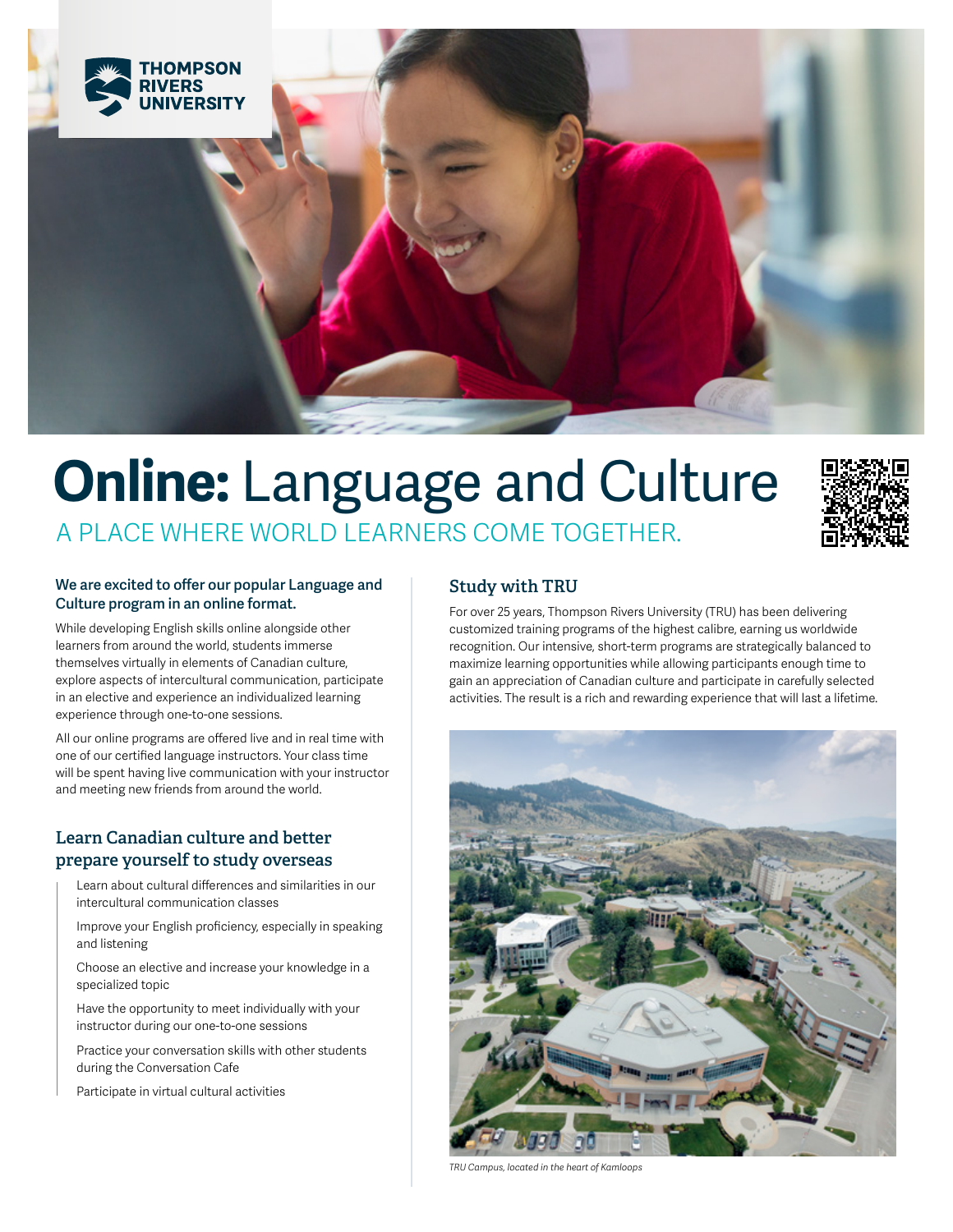THOMPSON RIVERS UNIVERSITY

# **Online:** Language and Culture

A PLACE WHERE WORLD LEARNERS COME TOGETHER.

**We are excited to offer our popular Language and Culture program in an online format.**

While developing English skills online alongside other learners from around the world, students immerse themselves virtually in elements of Canadian culture, explore aspects of intercultural communication, participate in an elective and experience an individualized learning experience through one-to-one sessions.

All our online programs are offered live and in real time with one of our certified language instructors. Your class time will be spent having live communication with your instructor and meeting new friends from around the world.

## Learn Canadian culture and better prepare yourself to study overseas

- Learn about cultural differences and similarities in our intercultural communication classes
- Improve your English proficiency, especially in speaking and listening
- Choose an elective and increase your knowledge in a specialized topic
- Have the opportunity to meet individually with your instructor during our one-to-one sessions
- Practice your conversation skills with other students during the Conversation Cafe
- Participate in virtual cultural activities

## Study with TRU

For over 25 years, Thompson Rivers University (TRU) has been delivering customized training programs of the highest calibre, earning us worldwide recognition. Our intensive, short-term programs are strategically balanced to maximize learning opportunities while allowing participants enough time to gain an appreciation of Canadian culture and participate in carefully selected activities. The result is a rich and rewarding experience that will last a lifetime.

*TRU Campus, located in the heart of Kamloops*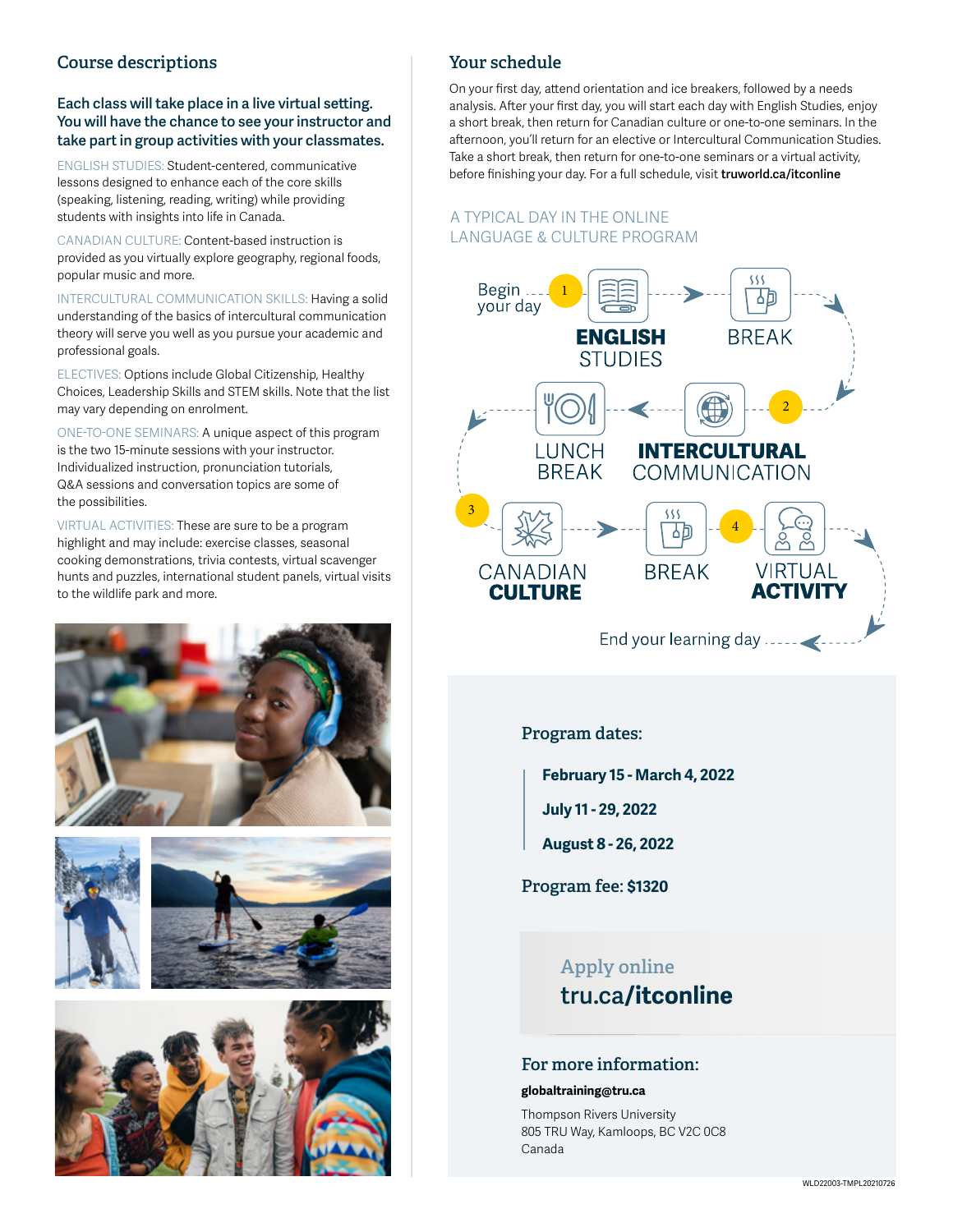## Course descriptions

**Each class will take place in a live virtual setting. You will have the chance to see your instructor and take part in group activities with your classmates.**

ENGLISH STUDIES: Student-centered, communicative lessons designed to enhance each of the core skills (speaking, listening, reading, writing) while providing students with insights into life in Canada.

CANADIAN CULTURE: Content-based instruction is provided as you virtually explore geography, regional foods, popular music and more.

INTERCULTURAL COMMUNICATION SKILLS: Having a solid understanding of the basics of intercultural communication theory will serve you well as you pursue your academic and professional goals.

ELECTIVES: Options include Global Citizenship, Healthy Choices, Leadership Skills and STEM skills. Note that the list may vary depending on enrolment.

ONE-TO-ONE SEMINARS: A unique aspect of this program is the two 15-minute sessions with your instructor. Individualized instruction, pronunciation tutorials, Q&A sessions and conversation topics are some of the possibilities.

VIRTUAL ACTIVITIES: These are sure to be a program highlight and may include: exercise classes, seasonal cooking demonstrations, trivia contests, virtual scavenger hunts and puzzles, international student panels, virtual visits to the wildlife park and more.

## Your schedule

On your first day, attend orientation and ice breakers, followed by a needs analysis. After your first day, you will start each day with English Studies, enjoy a short break, then return for Canadian culture or one-to-one seminars. In the afternoon, you'll return for an elective or Intercultural Communication Studies. Take a short break, then return for one-to-one seminars or a virtual activity, before finishing your day. For a full schedule, visit **truworld.ca/itconline**

### A TYPICAL DAY IN THE ONLINE LANGUAGE & CULTURE PROGRAM

Begin your day

1 ENGLISH STUDIES

BREAK

2 INTERCULTURAL COMMUNICATION

LUNCH BREAK

3 CANADIAN CULTURE

BREAK

4 VIRTUAL ACTIVITY

End your learning day

### Program dates:

- **February 15 - March 4, 2022**
- **July 11 - 29, 2022**
- **August 8 - 26, 2022**

### Program fee: $1320

Apply online
**tru.ca/itconline**

### For more information:

**globaltraining@tru.ca**

Thompson Rivers University
805 TRU Way, Kamloops, BC V2C 0C8
Canada

WLD22003-TMPL20210726